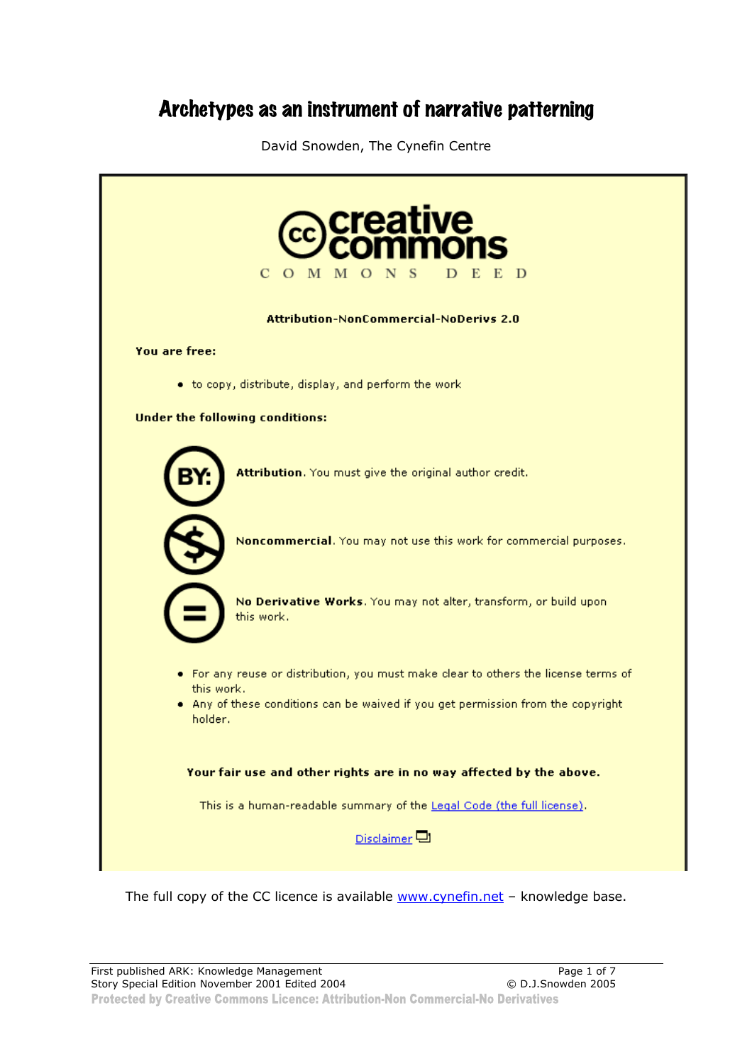# Archetypes as an instrument of narrative patterning

David Snowden, The Cynefin Centre

creative commons

COMMONS DEED

**Attribution-NonCommercial-NoDerivs 2.0**

**You are free:**

- to copy, distribute, display, and perform the work

**Under the following conditions:**

**Attribution**. You must give the original author credit.

**Noncommercial**. You may not use this work for commercial purposes.

**No Derivative Works**. You may not alter, transform, or build upon this work.

- For any reuse or distribution, you must make clear to others the license terms of this work.
- Any of these conditions can be waived if you get permission from the copyright holder.

**Your fair use and other rights are in no way affected by the above.**

This is a human-readable summary of the Legal Code (the full license).

Disclaimer

The full copy of the CC licence is available www.cynefin.net – knowledge base.

First published ARK: Knowledge Management Story Special Edition November 2001 Edited 2004

© D.J.Snowden 2005

Protected by Creative Commons Licence: Attribution-Non Commercial-No Derivatives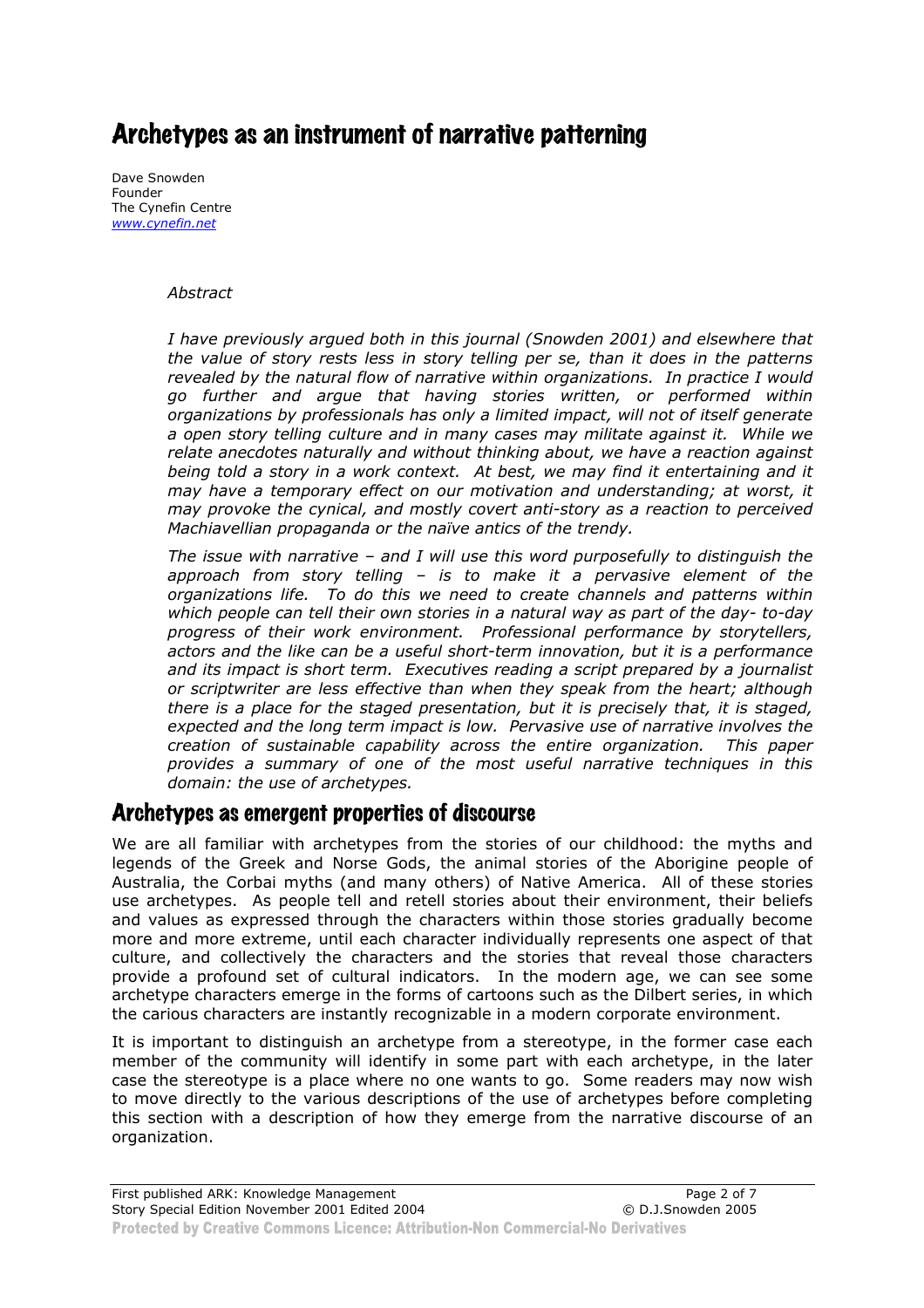# Archetypes as an instrument of narrative patterning

Dave Snowden
Founder
The Cynefin Centre
*www.cynefin.net*

*Abstract*

*I have previously argued both in this journal (Snowden 2001) and elsewhere that the value of story rests less in story telling per se, than it does in the patterns revealed by the natural flow of narrative within organizations. In practice I would go further and argue that having stories written, or performed within organizations by professionals has only a limited impact, will not of itself generate a open story telling culture and in many cases may militate against it. While we relate anecdotes naturally and without thinking about, we have a reaction against being told a story in a work context. At best, we may find it entertaining and it may have a temporary effect on our motivation and understanding; at worst, it may provoke the cynical, and mostly covert anti-story as a reaction to perceived Machiavellian propaganda or the naïve antics of the trendy.*

*The issue with narrative – and I will use this word purposefully to distinguish the approach from story telling – is to make it a pervasive element of the organizations life. To do this we need to create channels and patterns within which people can tell their own stories in a natural way as part of the day- to-day progress of their work environment. Professional performance by storytellers, actors and the like can be a useful short-term innovation, but it is a performance and its impact is short term. Executives reading a script prepared by a journalist or scriptwriter are less effective than when they speak from the heart; although there is a place for the staged presentation, but it is precisely that, it is staged, expected and the long term impact is low. Pervasive use of narrative involves the creation of sustainable capability across the entire organization. This paper provides a summary of one of the most useful narrative techniques in this domain: the use of archetypes.*

## Archetypes as emergent properties of discourse

We are all familiar with archetypes from the stories of our childhood: the myths and legends of the Greek and Norse Gods, the animal stories of the Aborigine people of Australia, the Corbai myths (and many others) of Native America. All of these stories use archetypes. As people tell and retell stories about their environment, their beliefs and values as expressed through the characters within those stories gradually become more and more extreme, until each character individually represents one aspect of that culture, and collectively the characters and the stories that reveal those characters provide a profound set of cultural indicators. In the modern age, we can see some archetype characters emerge in the forms of cartoons such as the Dilbert series, in which the carious characters are instantly recognizable in a modern corporate environment.

It is important to distinguish an archetype from a stereotype, in the former case each member of the community will identify in some part with each archetype, in the later case the stereotype is a place where no one wants to go. Some readers may now wish to move directly to the various descriptions of the use of archetypes before completing this section with a description of how they emerge from the narrative discourse of an organization.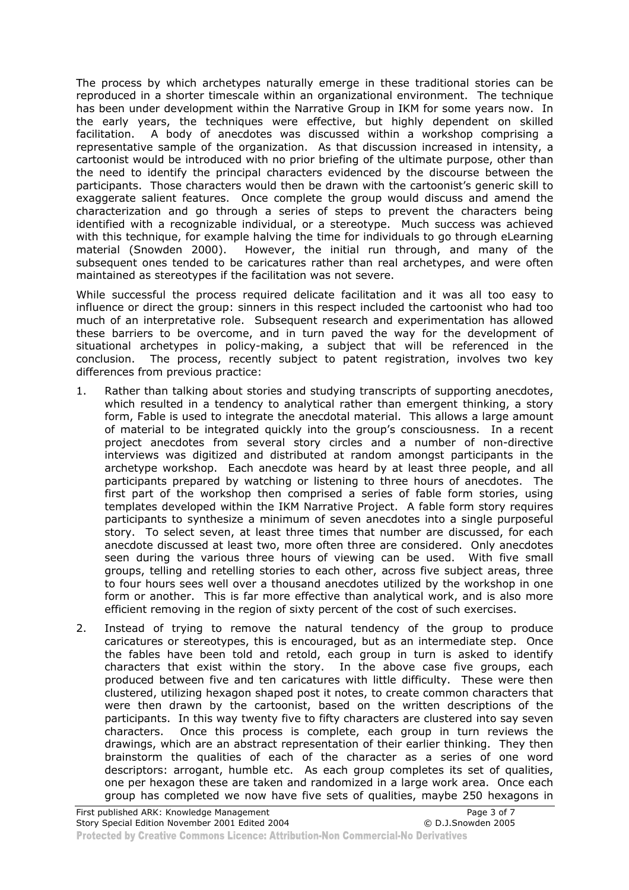The process by which archetypes naturally emerge in these traditional stories can be reproduced in a shorter timescale within an organizational environment. The technique has been under development within the Narrative Group in IKM for some years now. In the early years, the techniques were effective, but highly dependent on skilled facilitation. A body of anecdotes was discussed within a workshop comprising a representative sample of the organization. As that discussion increased in intensity, a cartoonist would be introduced with no prior briefing of the ultimate purpose, other than the need to identify the principal characters evidenced by the discourse between the participants. Those characters would then be drawn with the cartoonist's generic skill to exaggerate salient features. Once complete the group would discuss and amend the characterization and go through a series of steps to prevent the characters being identified with a recognizable individual, or a stereotype. Much success was achieved with this technique, for example halving the time for individuals to go through eLearning material (Snowden 2000). However, the initial run through, and many of the subsequent ones tended to be caricatures rather than real archetypes, and were often maintained as stereotypes if the facilitation was not severe.

While successful the process required delicate facilitation and it was all too easy to influence or direct the group: sinners in this respect included the cartoonist who had too much of an interpretative role. Subsequent research and experimentation has allowed these barriers to be overcome, and in turn paved the way for the development of situational archetypes in policy-making, a subject that will be referenced in the conclusion. The process, recently subject to patent registration, involves two key differences from previous practice:

1. Rather than talking about stories and studying transcripts of supporting anecdotes, which resulted in a tendency to analytical rather than emergent thinking, a story form, Fable is used to integrate the anecdotal material. This allows a large amount of material to be integrated quickly into the group's consciousness. In a recent project anecdotes from several story circles and a number of non-directive interviews was digitized and distributed at random amongst participants in the archetype workshop. Each anecdote was heard by at least three people, and all participants prepared by watching or listening to three hours of anecdotes. The first part of the workshop then comprised a series of fable form stories, using templates developed within the IKM Narrative Project. A fable form story requires participants to synthesize a minimum of seven anecdotes into a single purposeful story. To select seven, at least three times that number are discussed, for each anecdote discussed at least two, more often three are considered. Only anecdotes seen during the various three hours of viewing can be used. With five small groups, telling and retelling stories to each other, across five subject areas, three to four hours sees well over a thousand anecdotes utilized by the workshop in one form or another. This is far more effective than analytical work, and is also more efficient removing in the region of sixty percent of the cost of such exercises.

2. Instead of trying to remove the natural tendency of the group to produce caricatures or stereotypes, this is encouraged, but as an intermediate step. Once the fables have been told and retold, each group in turn is asked to identify characters that exist within the story. In the above case five groups, each produced between five and ten caricatures with little difficulty. These were then clustered, utilizing hexagon shaped post it notes, to create common characters that were then drawn by the cartoonist, based on the written descriptions of the participants. In this way twenty five to fifty characters are clustered into say seven characters. Once this process is complete, each group in turn reviews the drawings, which are an abstract representation of their earlier thinking. They then brainstorm the qualities of each of the character as a series of one word descriptors: arrogant, humble etc. As each group completes its set of qualities, one per hexagon these are taken and randomized in a large work area. Once each group has completed we now have five sets of qualities, maybe 250 hexagons in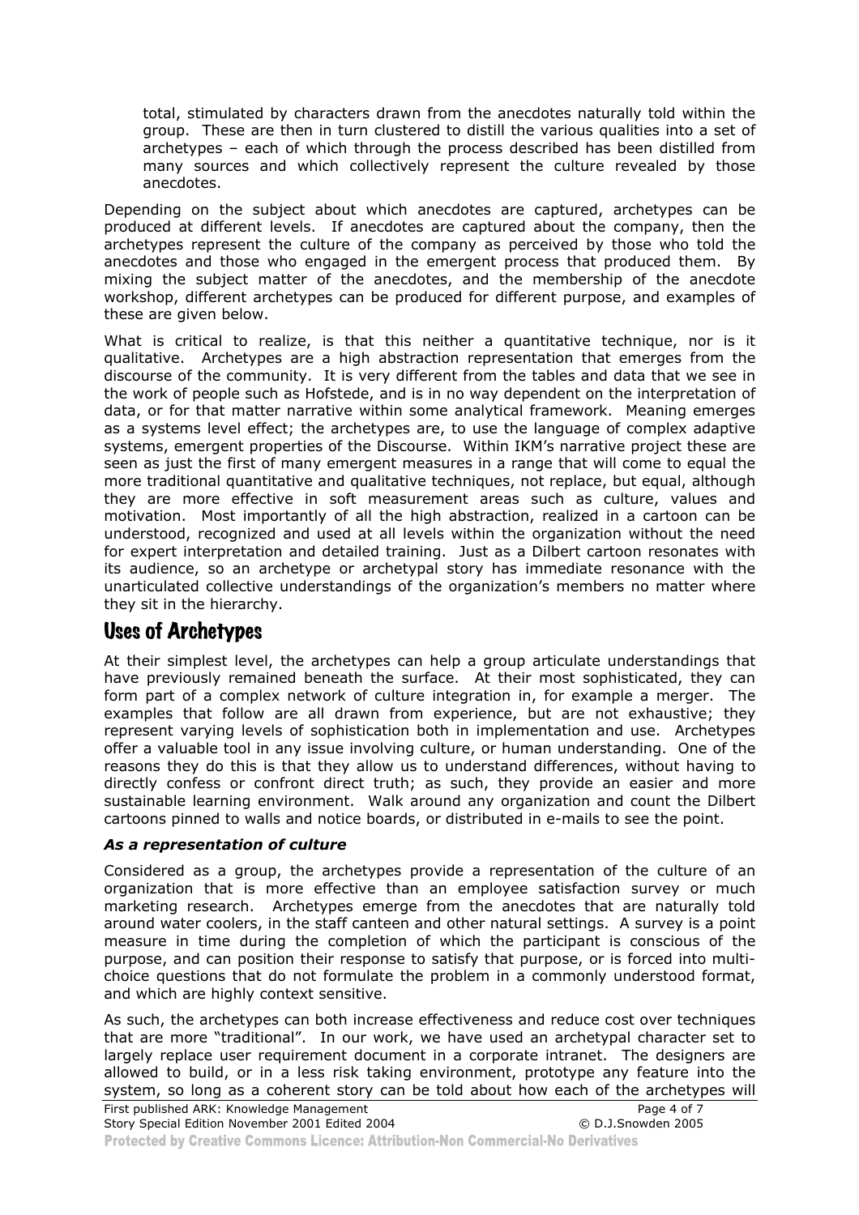total, stimulated by characters drawn from the anecdotes naturally told within the group. These are then in turn clustered to distill the various qualities into a set of archetypes – each of which through the process described has been distilled from many sources and which collectively represent the culture revealed by those anecdotes.

Depending on the subject about which anecdotes are captured, archetypes can be produced at different levels. If anecdotes are captured about the company, then the archetypes represent the culture of the company as perceived by those who told the anecdotes and those who engaged in the emergent process that produced them. By mixing the subject matter of the anecdotes, and the membership of the anecdote workshop, different archetypes can be produced for different purpose, and examples of these are given below.

What is critical to realize, is that this neither a quantitative technique, nor is it qualitative. Archetypes are a high abstraction representation that emerges from the discourse of the community. It is very different from the tables and data that we see in the work of people such as Hofstede, and is in no way dependent on the interpretation of data, or for that matter narrative within some analytical framework. Meaning emerges as a systems level effect; the archetypes are, to use the language of complex adaptive systems, emergent properties of the Discourse. Within IKM's narrative project these are seen as just the first of many emergent measures in a range that will come to equal the more traditional quantitative and qualitative techniques, not replace, but equal, although they are more effective in soft measurement areas such as culture, values and motivation. Most importantly of all the high abstraction, realized in a cartoon can be understood, recognized and used at all levels within the organization without the need for expert interpretation and detailed training. Just as a Dilbert cartoon resonates with its audience, so an archetype or archetypal story has immediate resonance with the unarticulated collective understandings of the organization's members no matter where they sit in the hierarchy.

## Uses of Archetypes

At their simplest level, the archetypes can help a group articulate understandings that have previously remained beneath the surface. At their most sophisticated, they can form part of a complex network of culture integration in, for example a merger. The examples that follow are all drawn from experience, but are not exhaustive; they represent varying levels of sophistication both in implementation and use. Archetypes offer a valuable tool in any issue involving culture, or human understanding. One of the reasons they do this is that they allow us to understand differences, without having to directly confess or confront direct truth; as such, they provide an easier and more sustainable learning environment. Walk around any organization and count the Dilbert cartoons pinned to walls and notice boards, or distributed in e-mails to see the point.

### *As a representation of culture*

Considered as a group, the archetypes provide a representation of the culture of an organization that is more effective than an employee satisfaction survey or much marketing research. Archetypes emerge from the anecdotes that are naturally told around water coolers, in the staff canteen and other natural settings. A survey is a point measure in time during the completion of which the participant is conscious of the purpose, and can position their response to satisfy that purpose, or is forced into multi-choice questions that do not formulate the problem in a commonly understood format, and which are highly context sensitive.

As such, the archetypes can both increase effectiveness and reduce cost over techniques that are more "traditional". In our work, we have used an archetypal character set to largely replace user requirement document in a corporate intranet. The designers are allowed to build, or in a less risk taking environment, prototype any feature into the system, so long as a coherent story can be told about how each of the archetypes will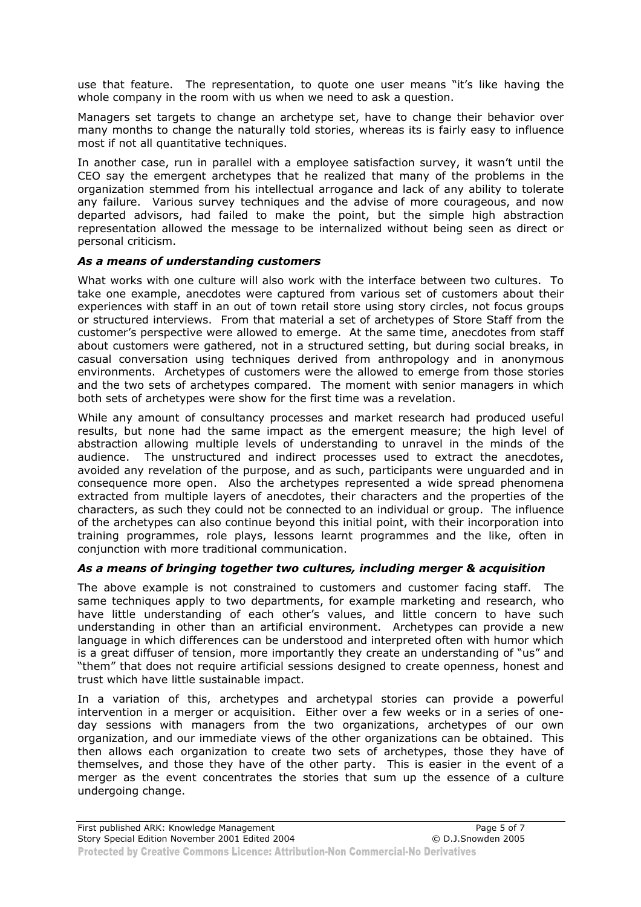use that feature. The representation, to quote one user means "it's like having the whole company in the room with us when we need to ask a question.

Managers set targets to change an archetype set, have to change their behavior over many months to change the naturally told stories, whereas its is fairly easy to influence most if not all quantitative techniques.

In another case, run in parallel with a employee satisfaction survey, it wasn't until the CEO say the emergent archetypes that he realized that many of the problems in the organization stemmed from his intellectual arrogance and lack of any ability to tolerate any failure. Various survey techniques and the advise of more courageous, and now departed advisors, had failed to make the point, but the simple high abstraction representation allowed the message to be internalized without being seen as direct or personal criticism.

### *As a means of understanding customers*

What works with one culture will also work with the interface between two cultures. To take one example, anecdotes were captured from various set of customers about their experiences with staff in an out of town retail store using story circles, not focus groups or structured interviews. From that material a set of archetypes of Store Staff from the customer's perspective were allowed to emerge. At the same time, anecdotes from staff about customers were gathered, not in a structured setting, but during social breaks, in casual conversation using techniques derived from anthropology and in anonymous environments. Archetypes of customers were the allowed to emerge from those stories and the two sets of archetypes compared. The moment with senior managers in which both sets of archetypes were show for the first time was a revelation.

While any amount of consultancy processes and market research had produced useful results, but none had the same impact as the emergent measure; the high level of abstraction allowing multiple levels of understanding to unravel in the minds of the audience. The unstructured and indirect processes used to extract the anecdotes, avoided any revelation of the purpose, and as such, participants were unguarded and in consequence more open. Also the archetypes represented a wide spread phenomena extracted from multiple layers of anecdotes, their characters and the properties of the characters, as such they could not be connected to an individual or group. The influence of the archetypes can also continue beyond this initial point, with their incorporation into training programmes, role plays, lessons learnt programmes and the like, often in conjunction with more traditional communication.

### *As a means of bringing together two cultures, including merger & acquisition*

The above example is not constrained to customers and customer facing staff. The same techniques apply to two departments, for example marketing and research, who have little understanding of each other's values, and little concern to have such understanding in other than an artificial environment. Archetypes can provide a new language in which differences can be understood and interpreted often with humor which is a great diffuser of tension, more importantly they create an understanding of "us" and "them" that does not require artificial sessions designed to create openness, honest and trust which have little sustainable impact.

In a variation of this, archetypes and archetypal stories can provide a powerful intervention in a merger or acquisition. Either over a few weeks or in a series of one-day sessions with managers from the two organizations, archetypes of our own organization, and our immediate views of the other organizations can be obtained. This then allows each organization to create two sets of archetypes, those they have of themselves, and those they have of the other party. This is easier in the event of a merger as the event concentrates the stories that sum up the essence of a culture undergoing change.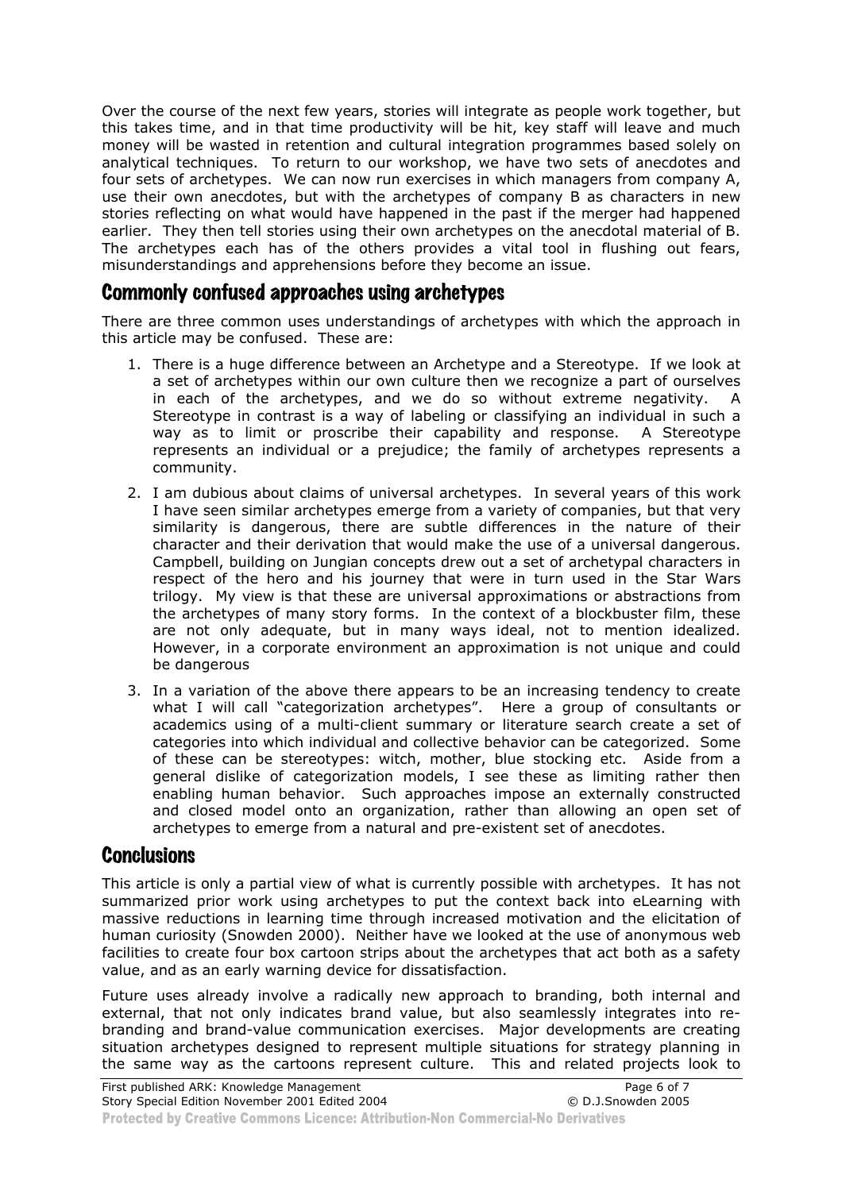Over the course of the next few years, stories will integrate as people work together, but this takes time, and in that time productivity will be hit, key staff will leave and much money will be wasted in retention and cultural integration programmes based solely on analytical techniques. To return to our workshop, we have two sets of anecdotes and four sets of archetypes. We can now run exercises in which managers from company A, use their own anecdotes, but with the archetypes of company B as characters in new stories reflecting on what would have happened in the past if the merger had happened earlier. They then tell stories using their own archetypes on the anecdotal material of B. The archetypes each has of the others provides a vital tool in flushing out fears, misunderstandings and apprehensions before they become an issue.

## Commonly confused approaches using archetypes

There are three common uses understandings of archetypes with which the approach in this article may be confused. These are:

1. There is a huge difference between an Archetype and a Stereotype. If we look at a set of archetypes within our own culture then we recognize a part of ourselves in each of the archetypes, and we do so without extreme negativity. A Stereotype in contrast is a way of labeling or classifying an individual in such a way as to limit or proscribe their capability and response. A Stereotype represents an individual or a prejudice; the family of archetypes represents a community.
2. I am dubious about claims of universal archetypes. In several years of this work I have seen similar archetypes emerge from a variety of companies, but that very similarity is dangerous, there are subtle differences in the nature of their character and their derivation that would make the use of a universal dangerous. Campbell, building on Jungian concepts drew out a set of archetypal characters in respect of the hero and his journey that were in turn used in the Star Wars trilogy. My view is that these are universal approximations or abstractions from the archetypes of many story forms. In the context of a blockbuster film, these are not only adequate, but in many ways ideal, not to mention idealized. However, in a corporate environment an approximation is not unique and could be dangerous
3. In a variation of the above there appears to be an increasing tendency to create what I will call "categorization archetypes". Here a group of consultants or academics using of a multi-client summary or literature search create a set of categories into which individual and collective behavior can be categorized. Some of these can be stereotypes: witch, mother, blue stocking etc. Aside from a general dislike of categorization models, I see these as limiting rather then enabling human behavior. Such approaches impose an externally constructed and closed model onto an organization, rather than allowing an open set of archetypes to emerge from a natural and pre-existent set of anecdotes.

## Conclusions

This article is only a partial view of what is currently possible with archetypes. It has not summarized prior work using archetypes to put the context back into eLearning with massive reductions in learning time through increased motivation and the elicitation of human curiosity (Snowden 2000). Neither have we looked at the use of anonymous web facilities to create four box cartoon strips about the archetypes that act both as a safety value, and as an early warning device for dissatisfaction.

Future uses already involve a radically new approach to branding, both internal and external, that not only indicates brand value, but also seamlessly integrates into re-branding and brand-value communication exercises. Major developments are creating situation archetypes designed to represent multiple situations for strategy planning in the same way as the cartoons represent culture. This and related projects look to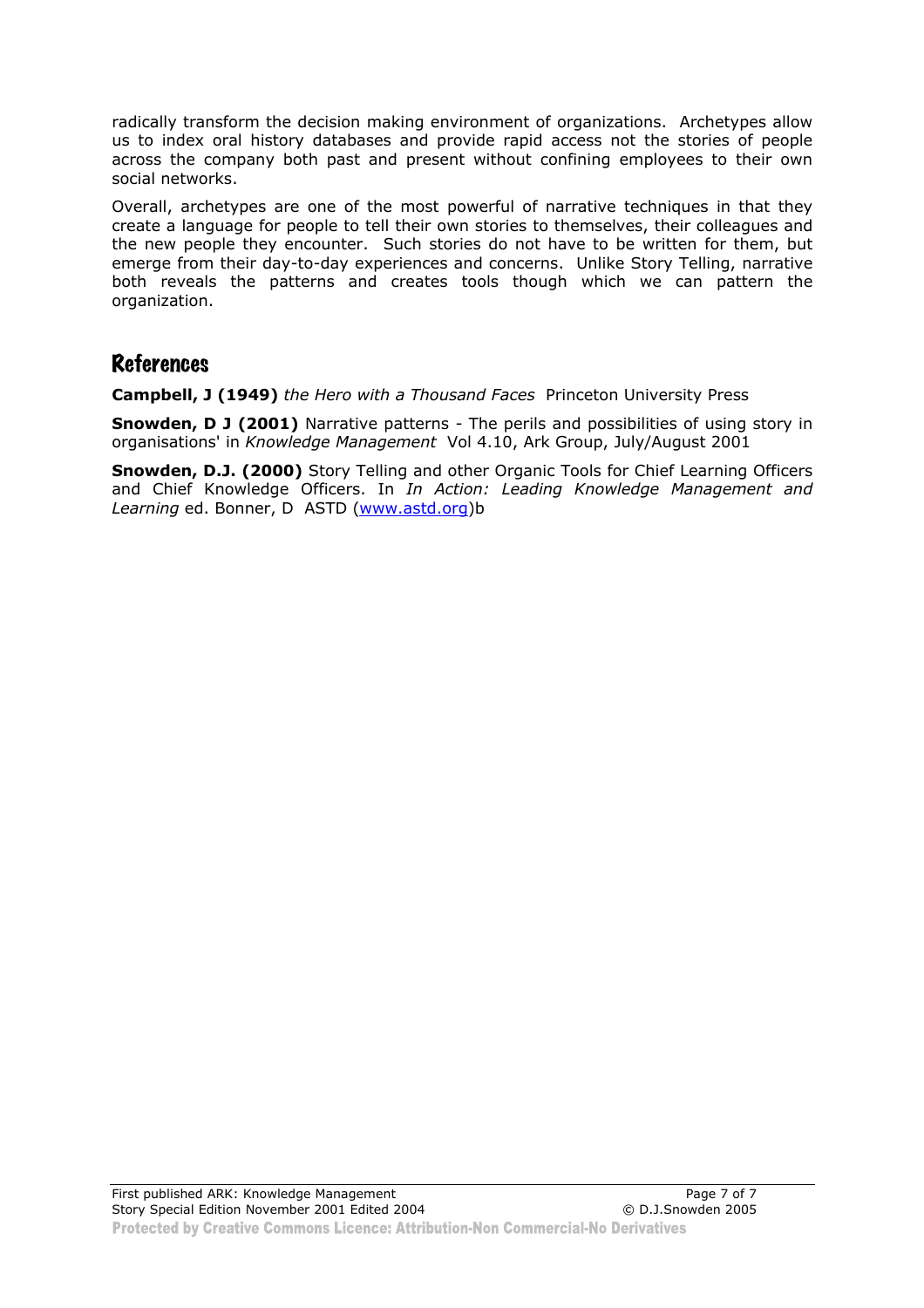radically transform the decision making environment of organizations. Archetypes allow us to index oral history databases and provide rapid access not the stories of people across the company both past and present without confining employees to their own social networks.

Overall, archetypes are one of the most powerful of narrative techniques in that they create a language for people to tell their own stories to themselves, their colleagues and the new people they encounter. Such stories do not have to be written for them, but emerge from their day-to-day experiences and concerns. Unlike Story Telling, narrative both reveals the patterns and creates tools though which we can pattern the organization.

## References

**Campbell, J (1949)** *the Hero with a Thousand Faces* Princeton University Press

**Snowden, D J (2001)** Narrative patterns - The perils and possibilities of using story in organisations' in *Knowledge Management* Vol 4.10, Ark Group, July/August 2001

**Snowden, D.J. (2000)** Story Telling and other Organic Tools for Chief Learning Officers and Chief Knowledge Officers. In *In Action: Leading Knowledge Management and Learning* ed. Bonner, D ASTD (www.astd.org)b